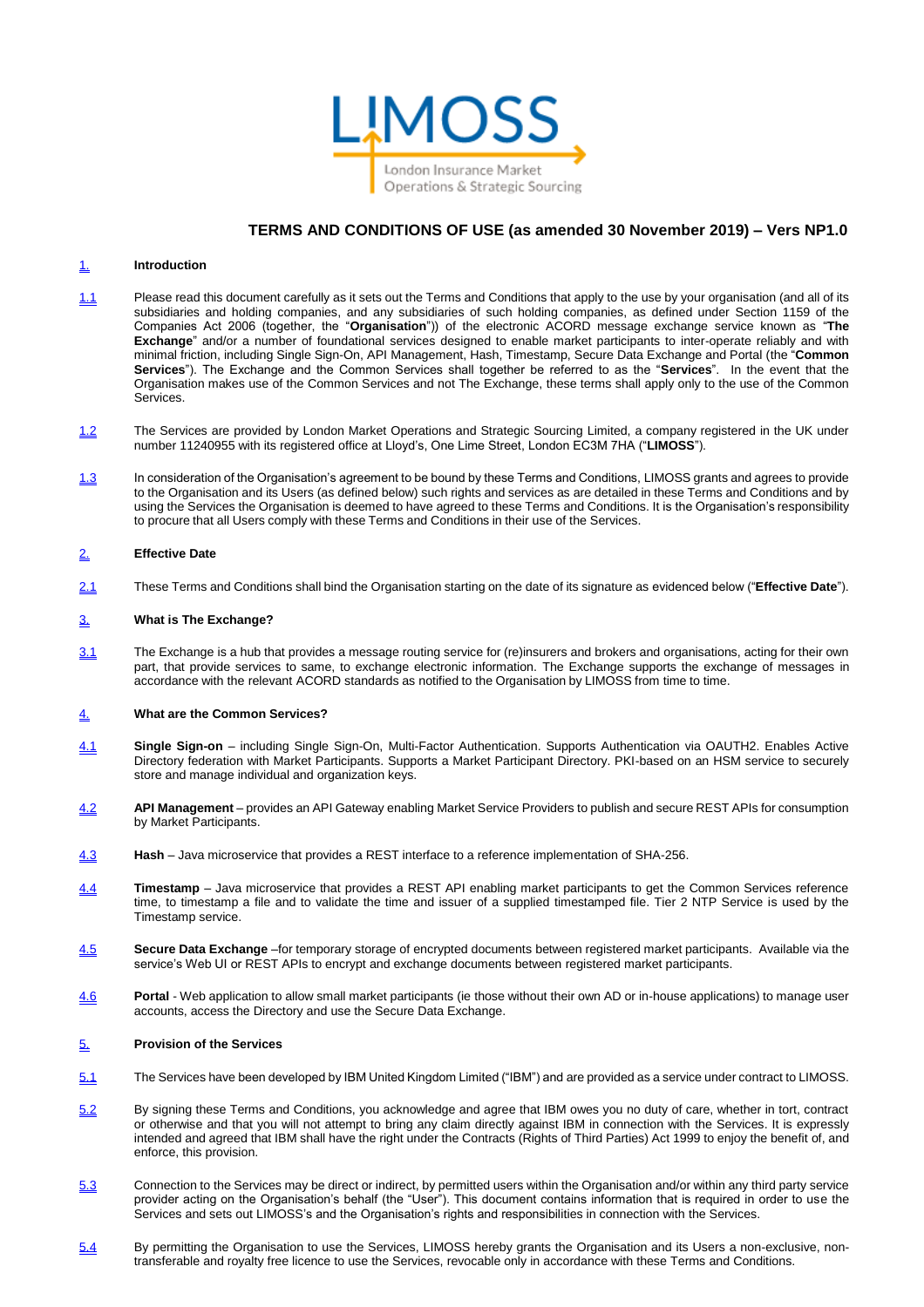LIMOSS

London Insurance Market Operations & Strategic Sourcing

# TERMS AND CONDITIONS OF USE (as amended 30 November 2019) – Vers NP1.0

## 1. Introduction

1.1 Please read this document carefully as it sets out the Terms and Conditions that apply to the use by your organisation (and all of its subsidiaries and holding companies, and any subsidiaries of such holding companies, as defined under Section 1159 of the Companies Act 2006 (together, the "**Organisation**")) of the electronic ACORD message exchange service known as "**The Exchange**" and/or a number of foundational services designed to enable market participants to inter-operate reliably and with minimal friction, including Single Sign-On, API Management, Hash, Timestamp, Secure Data Exchange and Portal (the "**Common Services**"). The Exchange and the Common Services shall together be referred to as the "**Services**". In the event that the Organisation makes use of the Common Services and not The Exchange, these terms shall apply only to the use of the Common Services.

1.2 The Services are provided by London Market Operations and Strategic Sourcing Limited, a company registered in the UK under number 11240955 with its registered office at Lloyd's, One Lime Street, London EC3M 7HA ("**LIMOSS**").

1.3 In consideration of the Organisation's agreement to be bound by these Terms and Conditions, LIMOSS grants and agrees to provide to the Organisation and its Users (as defined below) such rights and services as are detailed in these Terms and Conditions and by using the Services the Organisation is deemed to have agreed to these Terms and Conditions. It is the Organisation's responsibility to procure that all Users comply with these Terms and Conditions in their use of the Services.

## 2. Effective Date

2.1 These Terms and Conditions shall bind the Organisation starting on the date of its signature as evidenced below ("**Effective Date**").

## 3. What is The Exchange?

3.1 The Exchange is a hub that provides a message routing service for (re)insurers and brokers and organisations, acting for their own part, that provide services to same, to exchange electronic information. The Exchange supports the exchange of messages in accordance with the relevant ACORD standards as notified to the Organisation by LIMOSS from time to time.

## 4. What are the Common Services?

4.1 **Single Sign-on** – including Single Sign-On, Multi-Factor Authentication. Supports Authentication via OAUTH2. Enables Active Directory federation with Market Participants. Supports a Market Participant Directory. PKI-based on an HSM service to securely store and manage individual and organization keys.

4.2 **API Management** – provides an API Gateway enabling Market Service Providers to publish and secure REST APIs for consumption by Market Participants.

4.3 **Hash** – Java microservice that provides a REST interface to a reference implementation of SHA-256.

4.4 **Timestamp** – Java microservice that provides a REST API enabling market participants to get the Common Services reference time, to timestamp a file and to validate the time and issuer of a supplied timestamped file. Tier 2 NTP Service is used by the Timestamp service.

4.5 **Secure Data Exchange** –for temporary storage of encrypted documents between registered market participants. Available via the service's Web UI or REST APIs to encrypt and exchange documents between registered market participants.

4.6 **Portal** - Web application to allow small market participants (ie those without their own AD or in-house applications) to manage user accounts, access the Directory and use the Secure Data Exchange.

## 5. Provision of the Services

5.1 The Services have been developed by IBM United Kingdom Limited ("IBM") and are provided as a service under contract to LIMOSS.

5.2 By signing these Terms and Conditions, you acknowledge and agree that IBM owes you no duty of care, whether in tort, contract or otherwise and that you will not attempt to bring any claim directly against IBM in connection with the Services. It is expressly intended and agreed that IBM shall have the right under the Contracts (Rights of Third Parties) Act 1999 to enjoy the benefit of, and enforce, this provision.

5.3 Connection to the Services may be direct or indirect, by permitted users within the Organisation and/or within any third party service provider acting on the Organisation's behalf (the "User"). This document contains information that is required in order to use the Services and sets out LIMOSS's and the Organisation's rights and responsibilities in connection with the Services.

5.4 By permitting the Organisation to use the Services, LIMOSS hereby grants the Organisation and its Users a non-exclusive, non-transferable and royalty free licence to use the Services, revocable only in accordance with these Terms and Conditions.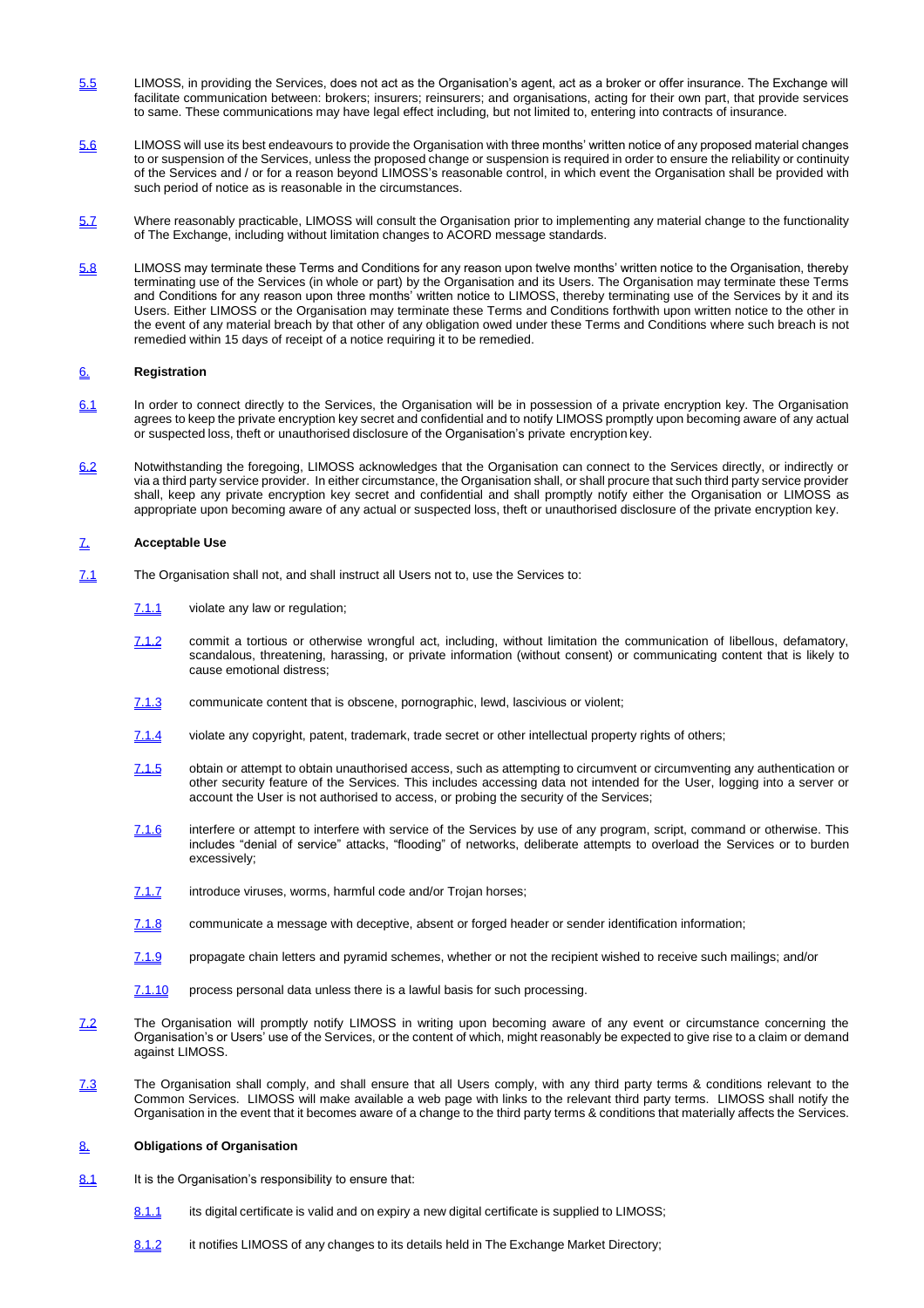5.5 LIMOSS, in providing the Services, does not act as the Organisation's agent, act as a broker or offer insurance. The Exchange will facilitate communication between: brokers; insurers; reinsurers; and organisations, acting for their own part, that provide services to same. These communications may have legal effect including, but not limited to, entering into contracts of insurance.

5.6 LIMOSS will use its best endeavours to provide the Organisation with three months' written notice of any proposed material changes to or suspension of the Services, unless the proposed change or suspension is required in order to ensure the reliability or continuity of the Services and / or for a reason beyond LIMOSS's reasonable control, in which event the Organisation shall be provided with such period of notice as is reasonable in the circumstances.

5.7 Where reasonably practicable, LIMOSS will consult the Organisation prior to implementing any material change to the functionality of The Exchange, including without limitation changes to ACORD message standards.

5.8 LIMOSS may terminate these Terms and Conditions for any reason upon twelve months' written notice to the Organisation, thereby terminating use of the Services (in whole or part) by the Organisation and its Users. The Organisation may terminate these Terms and Conditions for any reason upon three months' written notice to LIMOSS, thereby terminating use of the Services by it and its Users. Either LIMOSS or the Organisation may terminate these Terms and Conditions forthwith upon written notice to the other in the event of any material breach by that other of any obligation owed under these Terms and Conditions where such breach is not remedied within 15 days of receipt of a notice requiring it to be remedied.

## 6. Registration

6.1 In order to connect directly to the Services, the Organisation will be in possession of a private encryption key. The Organisation agrees to keep the private encryption key secret and confidential and to notify LIMOSS promptly upon becoming aware of any actual or suspected loss, theft or unauthorised disclosure of the Organisation's private encryption key.

6.2 Notwithstanding the foregoing, LIMOSS acknowledges that the Organisation can connect to the Services directly, or indirectly or via a third party service provider. In either circumstance, the Organisation shall, or shall procure that such third party service provider shall, keep any private encryption key secret and confidential and shall promptly notify either the Organisation or LIMOSS as appropriate upon becoming aware of any actual or suspected loss, theft or unauthorised disclosure of the private encryption key.

## 7. Acceptable Use

7.1 The Organisation shall not, and shall instruct all Users not to, use the Services to:

7.1.1 violate any law or regulation;

7.1.2 commit a tortious or otherwise wrongful act, including, without limitation the communication of libellous, defamatory, scandalous, threatening, harassing, or private information (without consent) or communicating content that is likely to cause emotional distress;

7.1.3 communicate content that is obscene, pornographic, lewd, lascivious or violent;

7.1.4 violate any copyright, patent, trademark, trade secret or other intellectual property rights of others;

7.1.5 obtain or attempt to obtain unauthorised access, such as attempting to circumvent or circumventing any authentication or other security feature of the Services. This includes accessing data not intended for the User, logging into a server or account the User is not authorised to access, or probing the security of the Services;

7.1.6 interfere or attempt to interfere with service of the Services by use of any program, script, command or otherwise. This includes "denial of service" attacks, "flooding" of networks, deliberate attempts to overload the Services or to burden excessively;

7.1.7 introduce viruses, worms, harmful code and/or Trojan horses;

7.1.8 communicate a message with deceptive, absent or forged header or sender identification information;

7.1.9 propagate chain letters and pyramid schemes, whether or not the recipient wished to receive such mailings; and/or

7.1.10 process personal data unless there is a lawful basis for such processing.

7.2 The Organisation will promptly notify LIMOSS in writing upon becoming aware of any event or circumstance concerning the Organisation's or Users' use of the Services, or the content of which, might reasonably be expected to give rise to a claim or demand against LIMOSS.

7.3 The Organisation shall comply, and shall ensure that all Users comply, with any third party terms & conditions relevant to the Common Services. LIMOSS will make available a web page with links to the relevant third party terms. LIMOSS shall notify the Organisation in the event that it becomes aware of a change to the third party terms & conditions that materially affects the Services.

## 8. Obligations of Organisation

8.1 It is the Organisation's responsibility to ensure that:

8.1.1 its digital certificate is valid and on expiry a new digital certificate is supplied to LIMOSS;

8.1.2 it notifies LIMOSS of any changes to its details held in The Exchange Market Directory;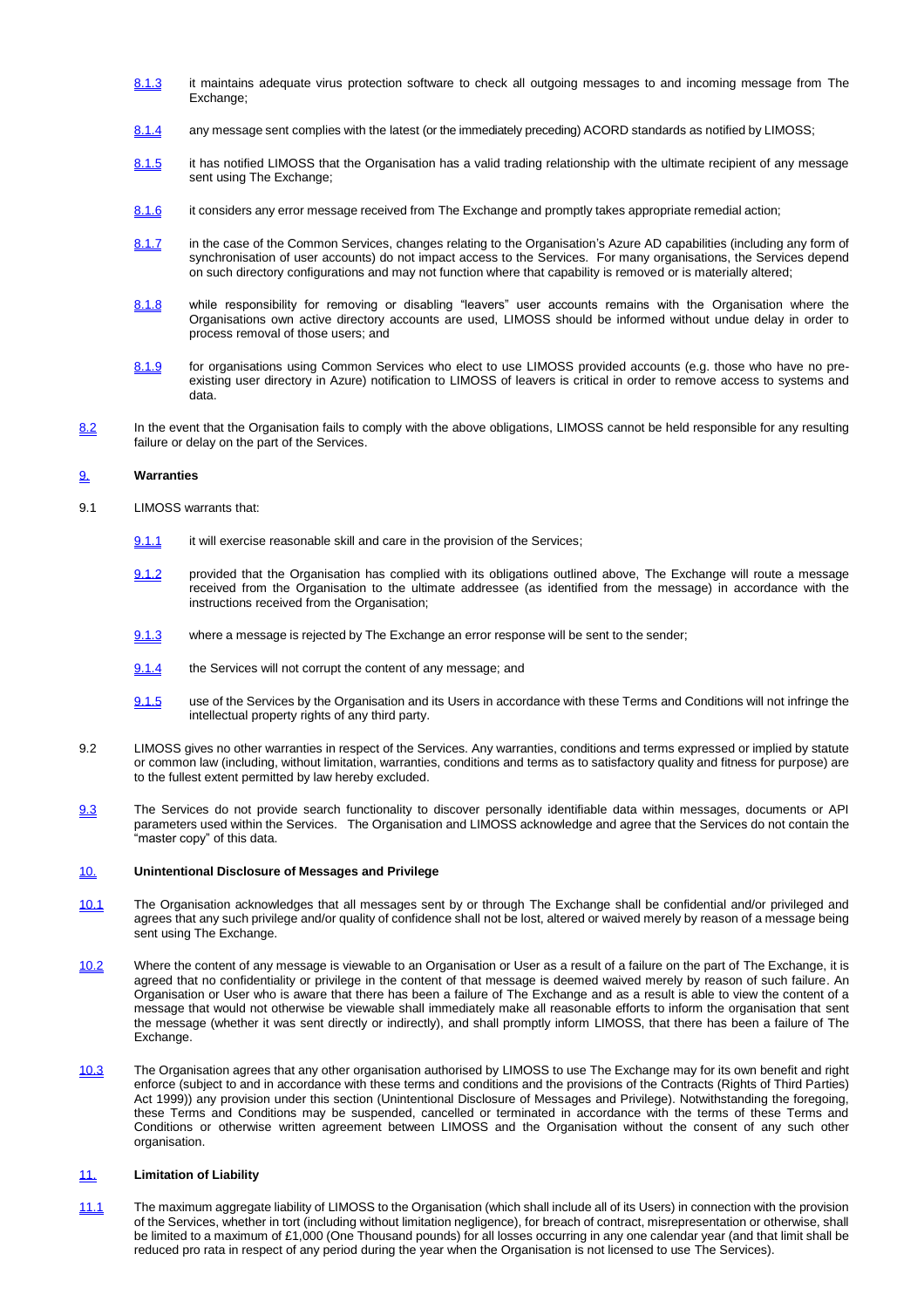8.1.3 it maintains adequate virus protection software to check all outgoing messages to and incoming message from The Exchange;

8.1.4 any message sent complies with the latest (or the immediately preceding) ACORD standards as notified by LIMOSS;

8.1.5 it has notified LIMOSS that the Organisation has a valid trading relationship with the ultimate recipient of any message sent using The Exchange;

8.1.6 it considers any error message received from The Exchange and promptly takes appropriate remedial action;

8.1.7 in the case of the Common Services, changes relating to the Organisation's Azure AD capabilities (including any form of synchronisation of user accounts) do not impact access to the Services. For many organisations, the Services depend on such directory configurations and may not function where that capability is removed or is materially altered;

8.1.8 while responsibility for removing or disabling "leavers" user accounts remains with the Organisation where the Organisations own active directory accounts are used, LIMOSS should be informed without undue delay in order to process removal of those users; and

8.1.9 for organisations using Common Services who elect to use LIMOSS provided accounts (e.g. those who have no pre-existing user directory in Azure) notification to LIMOSS of leavers is critical in order to remove access to systems and data.

8.2 In the event that the Organisation fails to comply with the above obligations, LIMOSS cannot be held responsible for any resulting failure or delay on the part of the Services.

## 9. Warranties

9.1 LIMOSS warrants that:

9.1.1 it will exercise reasonable skill and care in the provision of the Services;

9.1.2 provided that the Organisation has complied with its obligations outlined above, The Exchange will route a message received from the Organisation to the ultimate addressee (as identified from the message) in accordance with the instructions received from the Organisation;

9.1.3 where a message is rejected by The Exchange an error response will be sent to the sender;

9.1.4 the Services will not corrupt the content of any message; and

9.1.5 use of the Services by the Organisation and its Users in accordance with these Terms and Conditions will not infringe the intellectual property rights of any third party.

9.2 LIMOSS gives no other warranties in respect of the Services. Any warranties, conditions and terms expressed or implied by statute or common law (including, without limitation, warranties, conditions and terms as to satisfactory quality and fitness for purpose) are to the fullest extent permitted by law hereby excluded.

9.3 The Services do not provide search functionality to discover personally identifiable data within messages, documents or API parameters used within the Services. The Organisation and LIMOSS acknowledge and agree that the Services do not contain the "master copy" of this data.

## 10. Unintentional Disclosure of Messages and Privilege

10.1 The Organisation acknowledges that all messages sent by or through The Exchange shall be confidential and/or privileged and agrees that any such privilege and/or quality of confidence shall not be lost, altered or waived merely by reason of a message being sent using The Exchange.

10.2 Where the content of any message is viewable to an Organisation or User as a result of a failure on the part of The Exchange, it is agreed that no confidentiality or privilege in the content of that message is deemed waived merely by reason of such failure. An Organisation or User who is aware that there has been a failure of The Exchange and as a result is able to view the content of a message that would not otherwise be viewable shall immediately make all reasonable efforts to inform the organisation that sent the message (whether it was sent directly or indirectly), and shall promptly inform LIMOSS, that there has been a failure of The Exchange.

10.3 The Organisation agrees that any other organisation authorised by LIMOSS to use The Exchange may for its own benefit and right enforce (subject to and in accordance with these terms and conditions and the provisions of the Contracts (Rights of Third Parties) Act 1999)) any provision under this section (Unintentional Disclosure of Messages and Privilege). Notwithstanding the foregoing, these Terms and Conditions may be suspended, cancelled or terminated in accordance with the terms of these Terms and Conditions or otherwise written agreement between LIMOSS and the Organisation without the consent of any such other organisation.

## 11. Limitation of Liability

11.1 The maximum aggregate liability of LIMOSS to the Organisation (which shall include all of its Users) in connection with the provision of the Services, whether in tort (including without limitation negligence), for breach of contract, misrepresentation or otherwise, shall be limited to a maximum of £1,000 (One Thousand pounds) for all losses occurring in any one calendar year (and that limit shall be reduced pro rata in respect of any period during the year when the Organisation is not licensed to use The Services).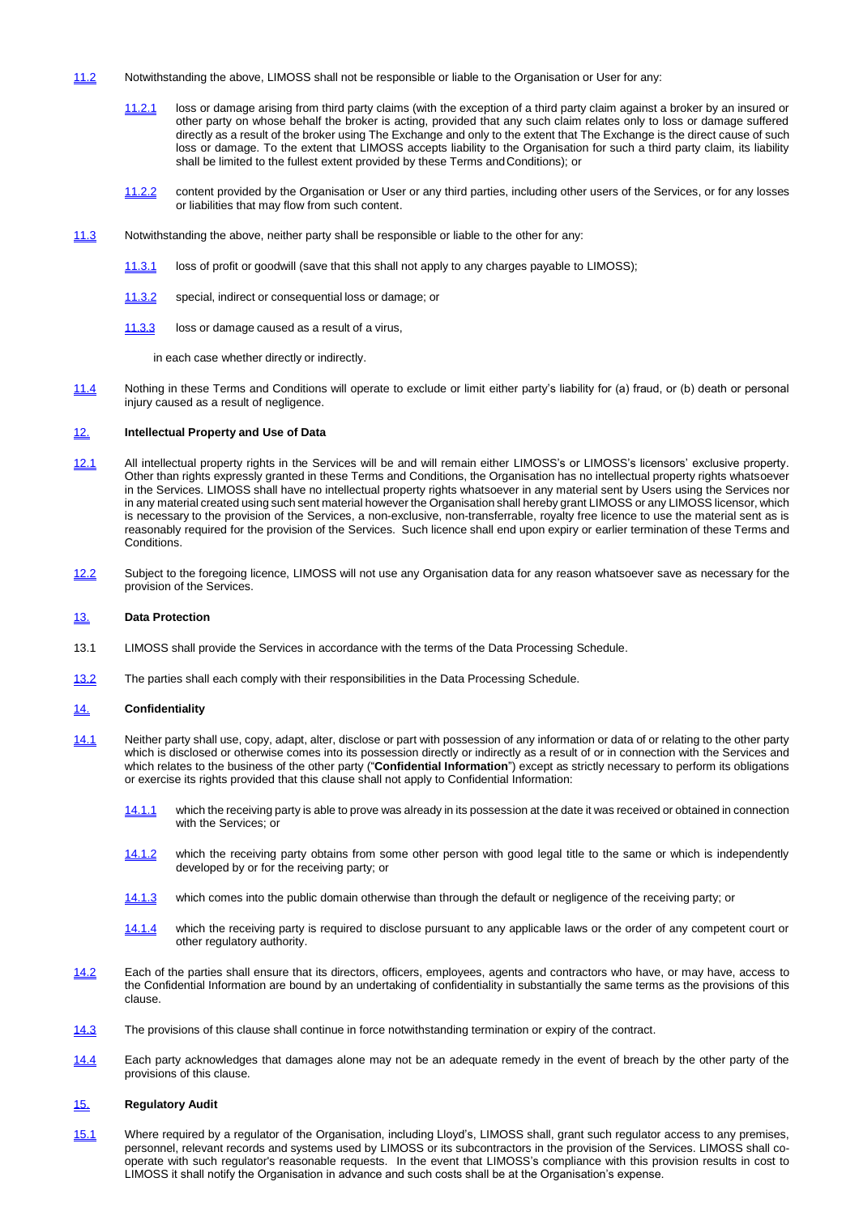11.2 Notwithstanding the above, LIMOSS shall not be responsible or liable to the Organisation or User for any:

11.2.1 loss or damage arising from third party claims (with the exception of a third party claim against a broker by an insured or other party on whose behalf the broker is acting, provided that any such claim relates only to loss or damage suffered directly as a result of the broker using The Exchange and only to the extent that The Exchange is the direct cause of such loss or damage. To the extent that LIMOSS accepts liability to the Organisation for such a third party claim, its liability shall be limited to the fullest extent provided by these Terms and Conditions); or

11.2.2 content provided by the Organisation or User or any third parties, including other users of the Services, or for any losses or liabilities that may flow from such content.

11.3 Notwithstanding the above, neither party shall be responsible or liable to the other for any:

11.3.1 loss of profit or goodwill (save that this shall not apply to any charges payable to LIMOSS);

11.3.2 special, indirect or consequential loss or damage; or

11.3.3 loss or damage caused as a result of a virus,

in each case whether directly or indirectly.

11.4 Nothing in these Terms and Conditions will operate to exclude or limit either party's liability for (a) fraud, or (b) death or personal injury caused as a result of negligence.

## 12. Intellectual Property and Use of Data

12.1 All intellectual property rights in the Services will be and will remain either LIMOSS's or LIMOSS's licensors' exclusive property. Other than rights expressly granted in these Terms and Conditions, the Organisation has no intellectual property rights whatsoever in the Services. LIMOSS shall have no intellectual property rights whatsoever in any material sent by Users using the Services nor in any material created using such sent material however the Organisation shall hereby grant LIMOSS or any LIMOSS licensor, which is necessary to the provision of the Services, a non-exclusive, non-transferrable, royalty free licence to use the material sent as is reasonably required for the provision of the Services. Such licence shall end upon expiry or earlier termination of these Terms and Conditions.

12.2 Subject to the foregoing licence, LIMOSS will not use any Organisation data for any reason whatsoever save as necessary for the provision of the Services.

## 13. Data Protection

13.1 LIMOSS shall provide the Services in accordance with the terms of the Data Processing Schedule.

13.2 The parties shall each comply with their responsibilities in the Data Processing Schedule.

## 14. Confidentiality

14.1 Neither party shall use, copy, adapt, alter, disclose or part with possession of any information or data of or relating to the other party which is disclosed or otherwise comes into its possession directly or indirectly as a result of or in connection with the Services and which relates to the business of the other party ("**Confidential Information**") except as strictly necessary to perform its obligations or exercise its rights provided that this clause shall not apply to Confidential Information:

14.1.1 which the receiving party is able to prove was already in its possession at the date it was received or obtained in connection with the Services; or

14.1.2 which the receiving party obtains from some other person with good legal title to the same or which is independently developed by or for the receiving party; or

14.1.3 which comes into the public domain otherwise than through the default or negligence of the receiving party; or

14.1.4 which the receiving party is required to disclose pursuant to any applicable laws or the order of any competent court or other regulatory authority.

14.2 Each of the parties shall ensure that its directors, officers, employees, agents and contractors who have, or may have, access to the Confidential Information are bound by an undertaking of confidentiality in substantially the same terms as the provisions of this clause.

14.3 The provisions of this clause shall continue in force notwithstanding termination or expiry of the contract.

14.4 Each party acknowledges that damages alone may not be an adequate remedy in the event of breach by the other party of the provisions of this clause.

## 15. Regulatory Audit

15.1 Where required by a regulator of the Organisation, including Lloyd's, LIMOSS shall, grant such regulator access to any premises, personnel, relevant records and systems used by LIMOSS or its subcontractors in the provision of the Services. LIMOSS shall co-operate with such regulator's reasonable requests. In the event that LIMOSS's compliance with this provision results in cost to LIMOSS it shall notify the Organisation in advance and such costs shall be at the Organisation's expense.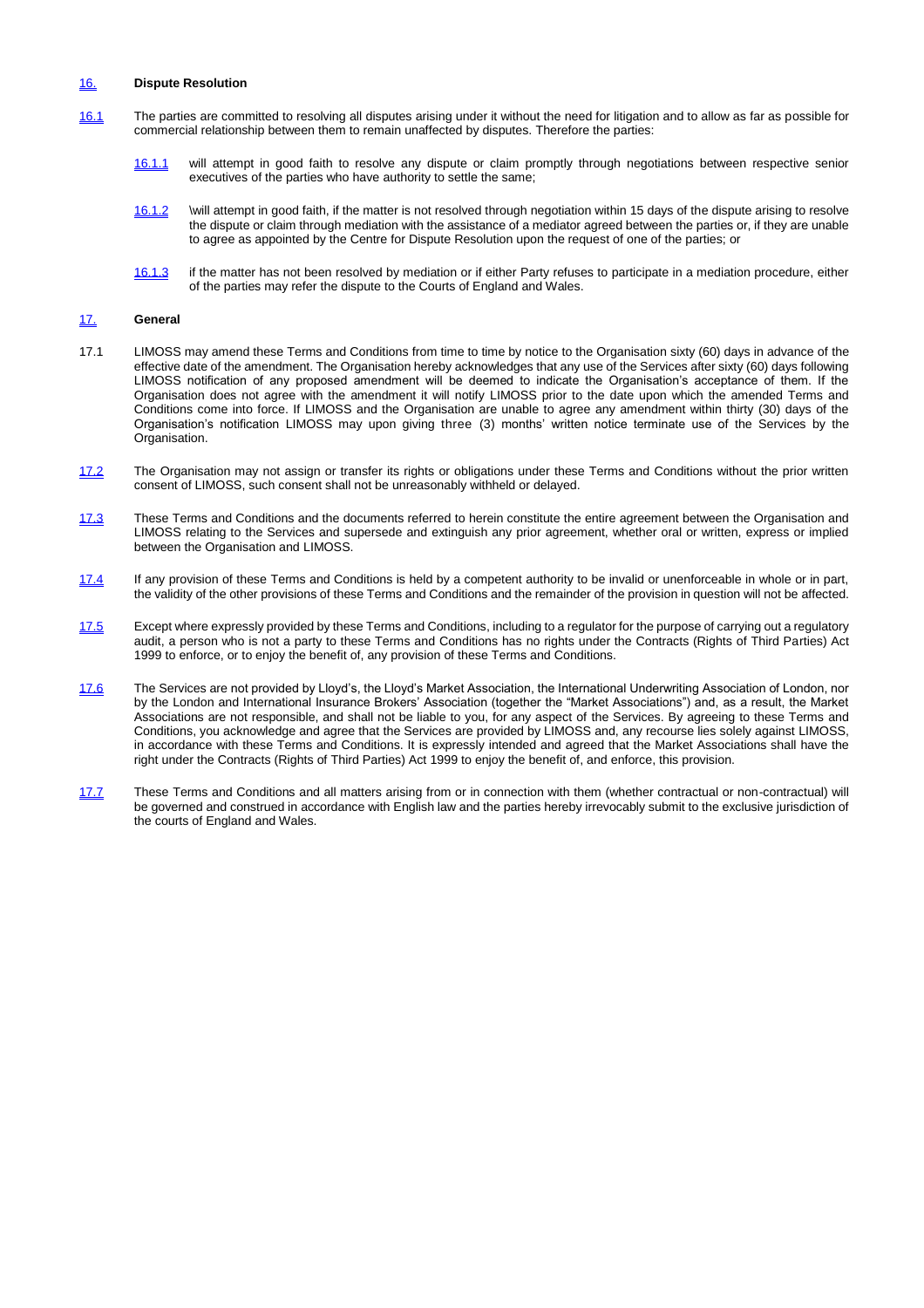## 16. Dispute Resolution

16.1 The parties are committed to resolving all disputes arising under it without the need for litigation and to allow as far as possible for commercial relationship between them to remain unaffected by disputes. Therefore the parties:

16.1.1 will attempt in good faith to resolve any dispute or claim promptly through negotiations between respective senior executives of the parties who have authority to settle the same;

16.1.2 \will attempt in good faith, if the matter is not resolved through negotiation within 15 days of the dispute arising to resolve the dispute or claim through mediation with the assistance of a mediator agreed between the parties or, if they are unable to agree as appointed by the Centre for Dispute Resolution upon the request of one of the parties; or

16.1.3 if the matter has not been resolved by mediation or if either Party refuses to participate in a mediation procedure, either of the parties may refer the dispute to the Courts of England and Wales.

## 17. General

17.1 LIMOSS may amend these Terms and Conditions from time to time by notice to the Organisation sixty (60) days in advance of the effective date of the amendment. The Organisation hereby acknowledges that any use of the Services after sixty (60) days following LIMOSS notification of any proposed amendment will be deemed to indicate the Organisation's acceptance of them. If the Organisation does not agree with the amendment it will notify LIMOSS prior to the date upon which the amended Terms and Conditions come into force. If LIMOSS and the Organisation are unable to agree any amendment within thirty (30) days of the Organisation's notification LIMOSS may upon giving three (3) months' written notice terminate use of the Services by the Organisation.

17.2 The Organisation may not assign or transfer its rights or obligations under these Terms and Conditions without the prior written consent of LIMOSS, such consent shall not be unreasonably withheld or delayed.

17.3 These Terms and Conditions and the documents referred to herein constitute the entire agreement between the Organisation and LIMOSS relating to the Services and supersede and extinguish any prior agreement, whether oral or written, express or implied between the Organisation and LIMOSS.

17.4 If any provision of these Terms and Conditions is held by a competent authority to be invalid or unenforceable in whole or in part, the validity of the other provisions of these Terms and Conditions and the remainder of the provision in question will not be affected.

17.5 Except where expressly provided by these Terms and Conditions, including to a regulator for the purpose of carrying out a regulatory audit, a person who is not a party to these Terms and Conditions has no rights under the Contracts (Rights of Third Parties) Act 1999 to enforce, or to enjoy the benefit of, any provision of these Terms and Conditions.

17.6 The Services are not provided by Lloyd's, the Lloyd's Market Association, the International Underwriting Association of London, nor by the London and International Insurance Brokers' Association (together the "Market Associations") and, as a result, the Market Associations are not responsible, and shall not be liable to you, for any aspect of the Services. By agreeing to these Terms and Conditions, you acknowledge and agree that the Services are provided by LIMOSS and, any recourse lies solely against LIMOSS, in accordance with these Terms and Conditions. It is expressly intended and agreed that the Market Associations shall have the right under the Contracts (Rights of Third Parties) Act 1999 to enjoy the benefit of, and enforce, this provision.

17.7 These Terms and Conditions and all matters arising from or in connection with them (whether contractual or non-contractual) will be governed and construed in accordance with English law and the parties hereby irrevocably submit to the exclusive jurisdiction of the courts of England and Wales.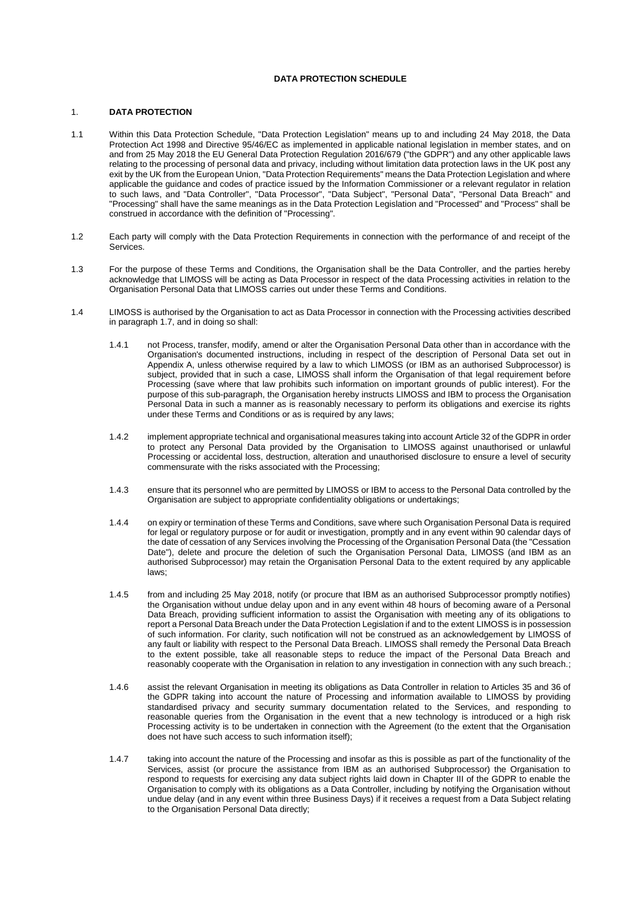**DATA PROTECTION SCHEDULE**

1. **DATA PROTECTION**

1.1 Within this Data Protection Schedule, "Data Protection Legislation" means up to and including 24 May 2018, the Data Protection Act 1998 and Directive 95/46/EC as implemented in applicable national legislation in member states, and on and from 25 May 2018 the EU General Data Protection Regulation 2016/679 ("the GDPR") and any other applicable laws relating to the processing of personal data and privacy, including without limitation data protection laws in the UK post any exit by the UK from the European Union, "Data Protection Requirements" means the Data Protection Legislation and where applicable the guidance and codes of practice issued by the Information Commissioner or a relevant regulator in relation to such laws, and "Data Controller", "Data Processor", "Data Subject", "Personal Data", "Personal Data Breach" and "Processing" shall have the same meanings as in the Data Protection Legislation and "Processed" and "Process" shall be construed in accordance with the definition of "Processing".

1.2 Each party will comply with the Data Protection Requirements in connection with the performance of and receipt of the Services.

1.3 For the purpose of these Terms and Conditions, the Organisation shall be the Data Controller, and the parties hereby acknowledge that LIMOSS will be acting as Data Processor in respect of the data Processing activities in relation to the Organisation Personal Data that LIMOSS carries out under these Terms and Conditions.

1.4 LIMOSS is authorised by the Organisation to act as Data Processor in connection with the Processing activities described in paragraph 1.7, and in doing so shall:

1.4.1 not Process, transfer, modify, amend or alter the Organisation Personal Data other than in accordance with the Organisation's documented instructions, including in respect of the description of Personal Data set out in Appendix A, unless otherwise required by a law to which LIMOSS (or IBM as an authorised Subprocessor) is subject, provided that in such a case, LIMOSS shall inform the Organisation of that legal requirement before Processing (save where that law prohibits such information on important grounds of public interest). For the purpose of this sub-paragraph, the Organisation hereby instructs LIMOSS and IBM to process the Organisation Personal Data in such a manner as is reasonably necessary to perform its obligations and exercise its rights under these Terms and Conditions or as is required by any laws;

1.4.2 implement appropriate technical and organisational measures taking into account Article 32 of the GDPR in order to protect any Personal Data provided by the Organisation to LIMOSS against unauthorised or unlawful Processing or accidental loss, destruction, alteration and unauthorised disclosure to ensure a level of security commensurate with the risks associated with the Processing;

1.4.3 ensure that its personnel who are permitted by LIMOSS or IBM to access to the Personal Data controlled by the Organisation are subject to appropriate confidentiality obligations or undertakings;

1.4.4 on expiry or termination of these Terms and Conditions, save where such Organisation Personal Data is required for legal or regulatory purpose or for audit or investigation, promptly and in any event within 90 calendar days of the date of cessation of any Services involving the Processing of the Organisation Personal Data (the "Cessation Date"), delete and procure the deletion of such the Organisation Personal Data, LIMOSS (and IBM as an authorised Subprocessor) may retain the Organisation Personal Data to the extent required by any applicable laws;

1.4.5 from and including 25 May 2018, notify (or procure that IBM as an authorised Subprocessor promptly notifies) the Organisation without undue delay upon and in any event within 48 hours of becoming aware of a Personal Data Breach, providing sufficient information to assist the Organisation with meeting any of its obligations to report a Personal Data Breach under the Data Protection Legislation if and to the extent LIMOSS is in possession of such information. For clarity, such notification will not be construed as an acknowledgement by LIMOSS of any fault or liability with respect to the Personal Data Breach. LIMOSS shall remedy the Personal Data Breach to the extent possible, take all reasonable steps to reduce the impact of the Personal Data Breach and reasonably cooperate with the Organisation in relation to any investigation in connection with any such breach.;

1.4.6 assist the relevant Organisation in meeting its obligations as Data Controller in relation to Articles 35 and 36 of the GDPR taking into account the nature of Processing and information available to LIMOSS by providing standardised privacy and security summary documentation related to the Services, and responding to reasonable queries from the Organisation in the event that a new technology is introduced or a high risk Processing activity is to be undertaken in connection with the Agreement (to the extent that the Organisation does not have such access to such information itself);

1.4.7 taking into account the nature of the Processing and insofar as this is possible as part of the functionality of the Services, assist (or procure the assistance from IBM as an authorised Subprocessor) the Organisation to respond to requests for exercising any data subject rights laid down in Chapter III of the GDPR to enable the Organisation to comply with its obligations as a Data Controller, including by notifying the Organisation without undue delay (and in any event within three Business Days) if it receives a request from a Data Subject relating to the Organisation Personal Data directly;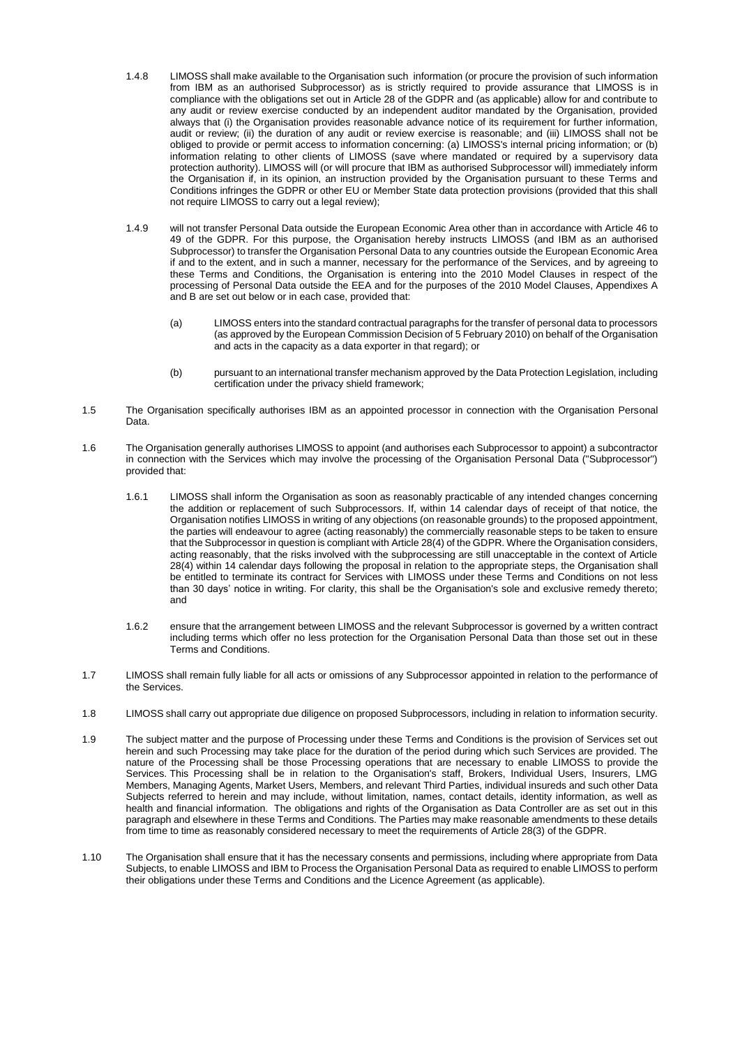1.4.8 LIMOSS shall make available to the Organisation such information (or procure the provision of such information from IBM as an authorised Subprocessor) as is strictly required to provide assurance that LIMOSS is in compliance with the obligations set out in Article 28 of the GDPR and (as applicable) allow for and contribute to any audit or review exercise conducted by an independent auditor mandated by the Organisation, provided always that (i) the Organisation provides reasonable advance notice of its requirement for further information, audit or review; (ii) the duration of any audit or review exercise is reasonable; and (iii) LIMOSS shall not be obliged to provide or permit access to information concerning: (a) LIMOSS's internal pricing information; or (b) information relating to other clients of LIMOSS (save where mandated or required by a supervisory data protection authority). LIMOSS will (or will procure that IBM as authorised Subprocessor will) immediately inform the Organisation if, in its opinion, an instruction provided by the Organisation pursuant to these Terms and Conditions infringes the GDPR or other EU or Member State data protection provisions (provided that this shall not require LIMOSS to carry out a legal review);

1.4.9 will not transfer Personal Data outside the European Economic Area other than in accordance with Article 46 to 49 of the GDPR. For this purpose, the Organisation hereby instructs LIMOSS (and IBM as an authorised Subprocessor) to transfer the Organisation Personal Data to any countries outside the European Economic Area if and to the extent, and in such a manner, necessary for the performance of the Services, and by agreeing to these Terms and Conditions, the Organisation is entering into the 2010 Model Clauses in respect of the processing of Personal Data outside the EEA and for the purposes of the 2010 Model Clauses, Appendixes A and B are set out below or in each case, provided that:

(a) LIMOSS enters into the standard contractual paragraphs for the transfer of personal data to processors (as approved by the European Commission Decision of 5 February 2010) on behalf of the Organisation and acts in the capacity as a data exporter in that regard); or

(b) pursuant to an international transfer mechanism approved by the Data Protection Legislation, including certification under the privacy shield framework;

1.5 The Organisation specifically authorises IBM as an appointed processor in connection with the Organisation Personal Data.

1.6 The Organisation generally authorises LIMOSS to appoint (and authorises each Subprocessor to appoint) a subcontractor in connection with the Services which may involve the processing of the Organisation Personal Data ("Subprocessor") provided that:

1.6.1 LIMOSS shall inform the Organisation as soon as reasonably practicable of any intended changes concerning the addition or replacement of such Subprocessors. If, within 14 calendar days of receipt of that notice, the Organisation notifies LIMOSS in writing of any objections (on reasonable grounds) to the proposed appointment, the parties will endeavour to agree (acting reasonably) the commercially reasonable steps to be taken to ensure that the Subprocessor in question is compliant with Article 28(4) of the GDPR. Where the Organisation considers, acting reasonably, that the risks involved with the subprocessing are still unacceptable in the context of Article 28(4) within 14 calendar days following the proposal in relation to the appropriate steps, the Organisation shall be entitled to terminate its contract for Services with LIMOSS under these Terms and Conditions on not less than 30 days' notice in writing. For clarity, this shall be the Organisation's sole and exclusive remedy thereto; and

1.6.2 ensure that the arrangement between LIMOSS and the relevant Subprocessor is governed by a written contract including terms which offer no less protection for the Organisation Personal Data than those set out in these Terms and Conditions.

1.7 LIMOSS shall remain fully liable for all acts or omissions of any Subprocessor appointed in relation to the performance of the Services.

1.8 LIMOSS shall carry out appropriate due diligence on proposed Subprocessors, including in relation to information security.

1.9 The subject matter and the purpose of Processing under these Terms and Conditions is the provision of Services set out herein and such Processing may take place for the duration of the period during which such Services are provided. The nature of the Processing shall be those Processing operations that are necessary to enable LIMOSS to provide the Services. This Processing shall be in relation to the Organisation's staff, Brokers, Individual Users, Insurers, LMG Members, Managing Agents, Market Users, Members, and relevant Third Parties, individual insureds and such other Data Subjects referred to herein and may include, without limitation, names, contact details, identity information, as well as health and financial information. The obligations and rights of the Organisation as Data Controller are as set out in this paragraph and elsewhere in these Terms and Conditions. The Parties may make reasonable amendments to these details from time to time as reasonably considered necessary to meet the requirements of Article 28(3) of the GDPR.

1.10 The Organisation shall ensure that it has the necessary consents and permissions, including where appropriate from Data Subjects, to enable LIMOSS and IBM to Process the Organisation Personal Data as required to enable LIMOSS to perform their obligations under these Terms and Conditions and the Licence Agreement (as applicable).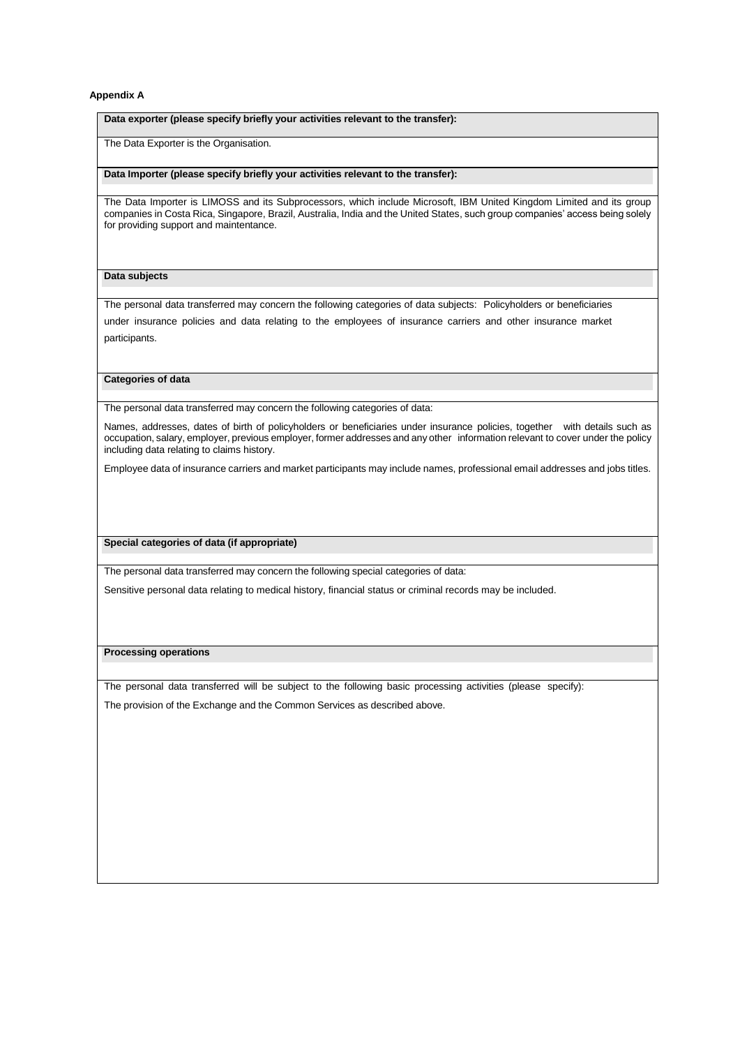**Appendix A**

**Data exporter (please specify briefly your activities relevant to the transfer):**

The Data Exporter is the Organisation.

**Data Importer (please specify briefly your activities relevant to the transfer):**

The Data Importer is LIMOSS and its Subprocessors, which include Microsoft, IBM United Kingdom Limited and its group companies in Costa Rica, Singapore, Brazil, Australia, India and the United States, such group companies' access being solely for providing support and maintenance.

**Data subjects**

The personal data transferred may concern the following categories of data subjects: Policyholders or beneficiaries under insurance policies and data relating to the employees of insurance carriers and other insurance market participants.

**Categories of data**

The personal data transferred may concern the following categories of data:

Names, addresses, dates of birth of policyholders or beneficiaries under insurance policies, together with details such as occupation, salary, employer, previous employer, former addresses and any other information relevant to cover under the policy including data relating to claims history.

Employee data of insurance carriers and market participants may include names, professional email addresses and jobs titles.

**Special categories of data (if appropriate)**

The personal data transferred may concern the following special categories of data:

Sensitive personal data relating to medical history, financial status or criminal records may be included.

**Processing operations**

The personal data transferred will be subject to the following basic processing activities (please specify):

The provision of the Exchange and the Common Services as described above.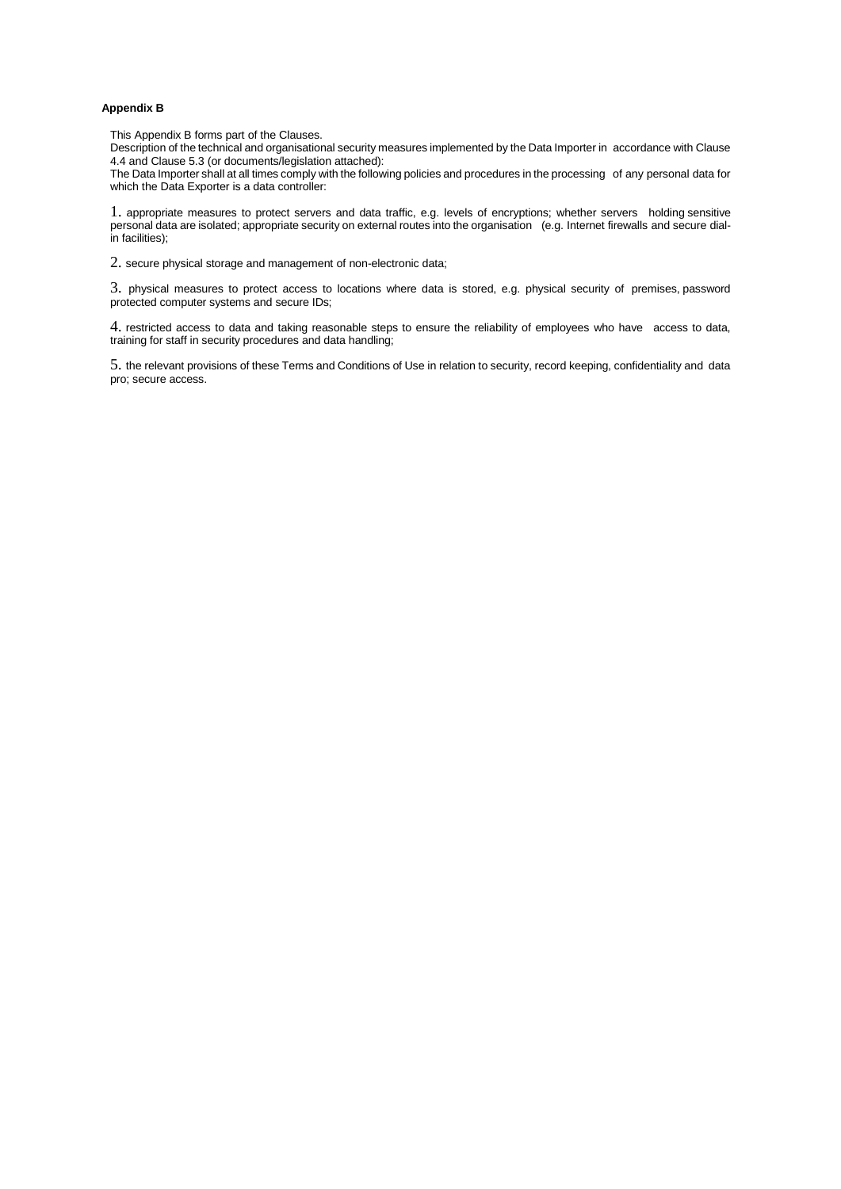**Appendix B**

This Appendix B forms part of the Clauses.

Description of the technical and organisational security measures implemented by the Data Importer in accordance with Clause 4.4 and Clause 5.3 (or documents/legislation attached):

The Data Importer shall at all times comply with the following policies and procedures in the processing of any personal data for which the Data Exporter is a data controller:

1. appropriate measures to protect servers and data traffic, e.g. levels of encryptions; whether servers holding sensitive personal data are isolated; appropriate security on external routes into the organisation (e.g. Internet firewalls and secure dial-in facilities);

2. secure physical storage and management of non-electronic data;

3. physical measures to protect access to locations where data is stored, e.g. physical security of premises, password protected computer systems and secure IDs;

4. restricted access to data and taking reasonable steps to ensure the reliability of employees who have access to data, training for staff in security procedures and data handling;

5. the relevant provisions of these Terms and Conditions of Use in relation to security, record keeping, confidentiality and data pro; secure access.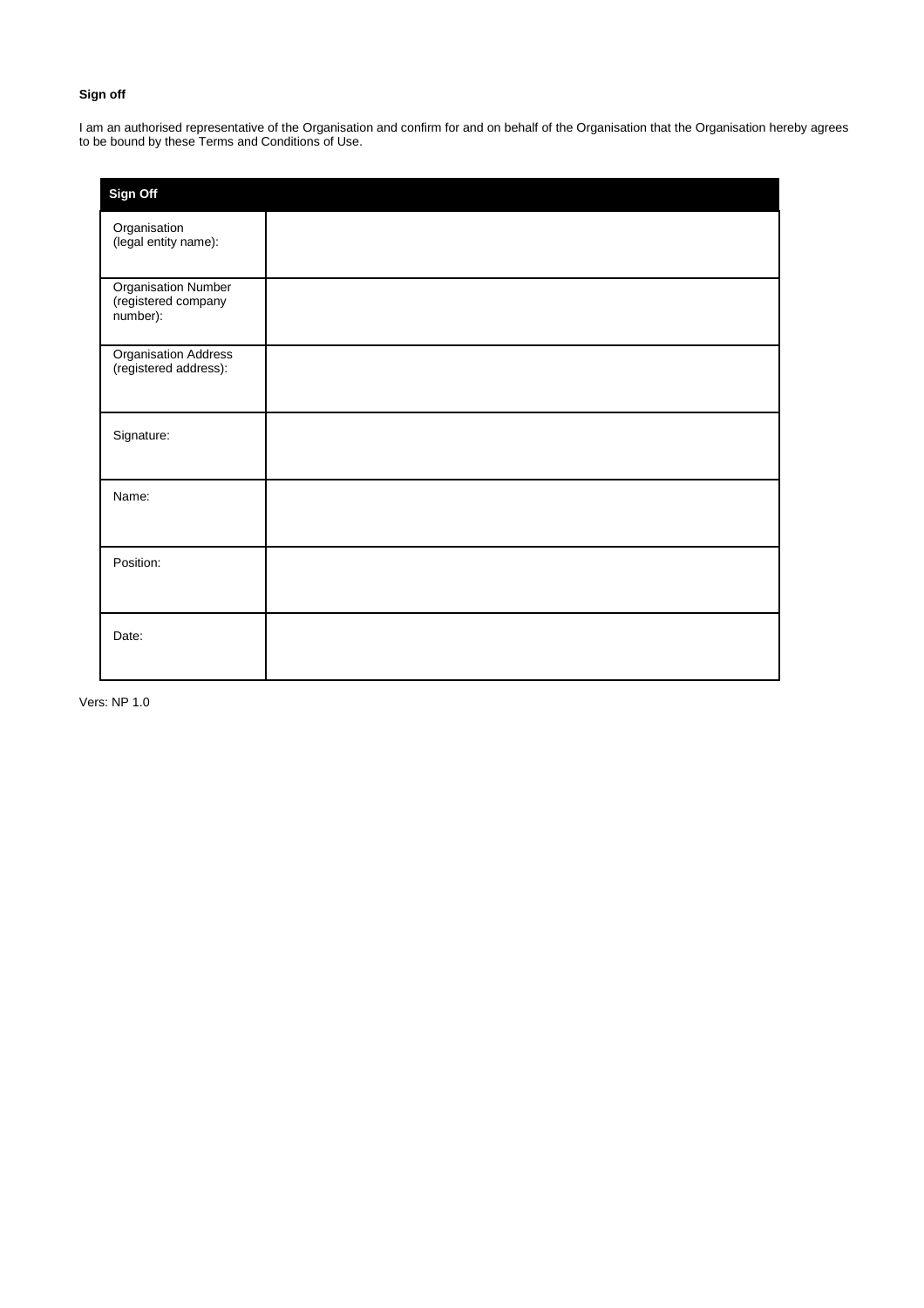**Sign off**

I am an authorised representative of the Organisation and confirm for and on behalf of the Organisation that the Organisation hereby agrees to be bound by these Terms and Conditions of Use.

| **Sign Off** | |
|---|---|
| Organisation (legal entity name): | |
| Organisation Number (registered company number): | |
| Organisation Address (registered address): | |
| Signature: | |
| Name: | |
| Position: | |
| Date: | |

Vers: NP 1.0